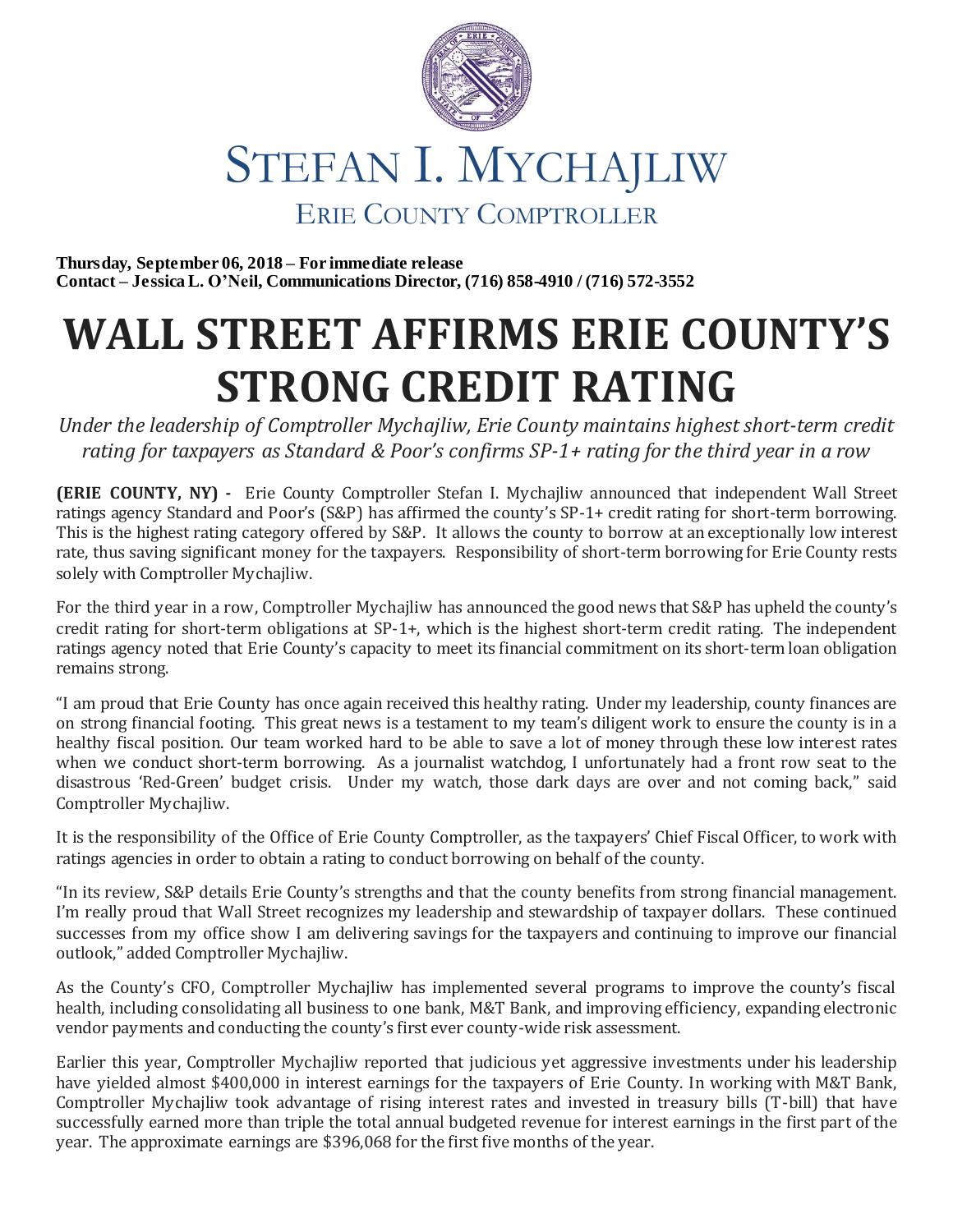# STEFAN I. MYCHAJLIW

## ERIE COUNTY COMPTROLLER

**Thursday, September 06, 2018 – For immediate release**
**Contact – Jessica L. O'Neil, Communications Director, (716) 858-4910 / (716) 572-3552**

# WALL STREET AFFIRMS ERIE COUNTY'S STRONG CREDIT RATING

*Under the leadership of Comptroller Mychajliw, Erie County maintains highest short-term credit rating for taxpayers as Standard & Poor's confirms SP-1+ rating for the third year in a row*

**(ERIE COUNTY, NY) -** Erie County Comptroller Stefan I. Mychajliw announced that independent Wall Street ratings agency Standard and Poor's (S&P) has affirmed the county's SP-1+ credit rating for short-term borrowing. This is the highest rating category offered by S&P. It allows the county to borrow at an exceptionally low interest rate, thus saving significant money for the taxpayers. Responsibility of short-term borrowing for Erie County rests solely with Comptroller Mychajliw.

For the third year in a row, Comptroller Mychajliw has announced the good news that S&P has upheld the county's credit rating for short-term obligations at SP-1+, which is the highest short-term credit rating. The independent ratings agency noted that Erie County's capacity to meet its financial commitment on its short-term loan obligation remains strong.

"I am proud that Erie County has once again received this healthy rating. Under my leadership, county finances are on strong financial footing. This great news is a testament to my team's diligent work to ensure the county is in a healthy fiscal position. Our team worked hard to be able to save a lot of money through these low interest rates when we conduct short-term borrowing. As a journalist watchdog, I unfortunately had a front row seat to the disastrous 'Red-Green' budget crisis. Under my watch, those dark days are over and not coming back," said Comptroller Mychajliw.

It is the responsibility of the Office of Erie County Comptroller, as the taxpayers' Chief Fiscal Officer, to work with ratings agencies in order to obtain a rating to conduct borrowing on behalf of the county.

"In its review, S&P details Erie County's strengths and that the county benefits from strong financial management. I'm really proud that Wall Street recognizes my leadership and stewardship of taxpayer dollars. These continued successes from my office show I am delivering savings for the taxpayers and continuing to improve our financial outlook," added Comptroller Mychajliw.

As the County's CFO, Comptroller Mychajliw has implemented several programs to improve the county's fiscal health, including consolidating all business to one bank, M&T Bank, and improving efficiency, expanding electronic vendor payments and conducting the county's first ever county-wide risk assessment.

Earlier this year, Comptroller Mychajliw reported that judicious yet aggressive investments under his leadership have yielded almost $400,000 in interest earnings for the taxpayers of Erie County. In working with M&T Bank, Comptroller Mychajliw took advantage of rising interest rates and invested in treasury bills (T-bill) that have successfully earned more than triple the total annual budgeted revenue for interest earnings in the first part of the year. The approximate earnings are $396,068 for the first five months of the year.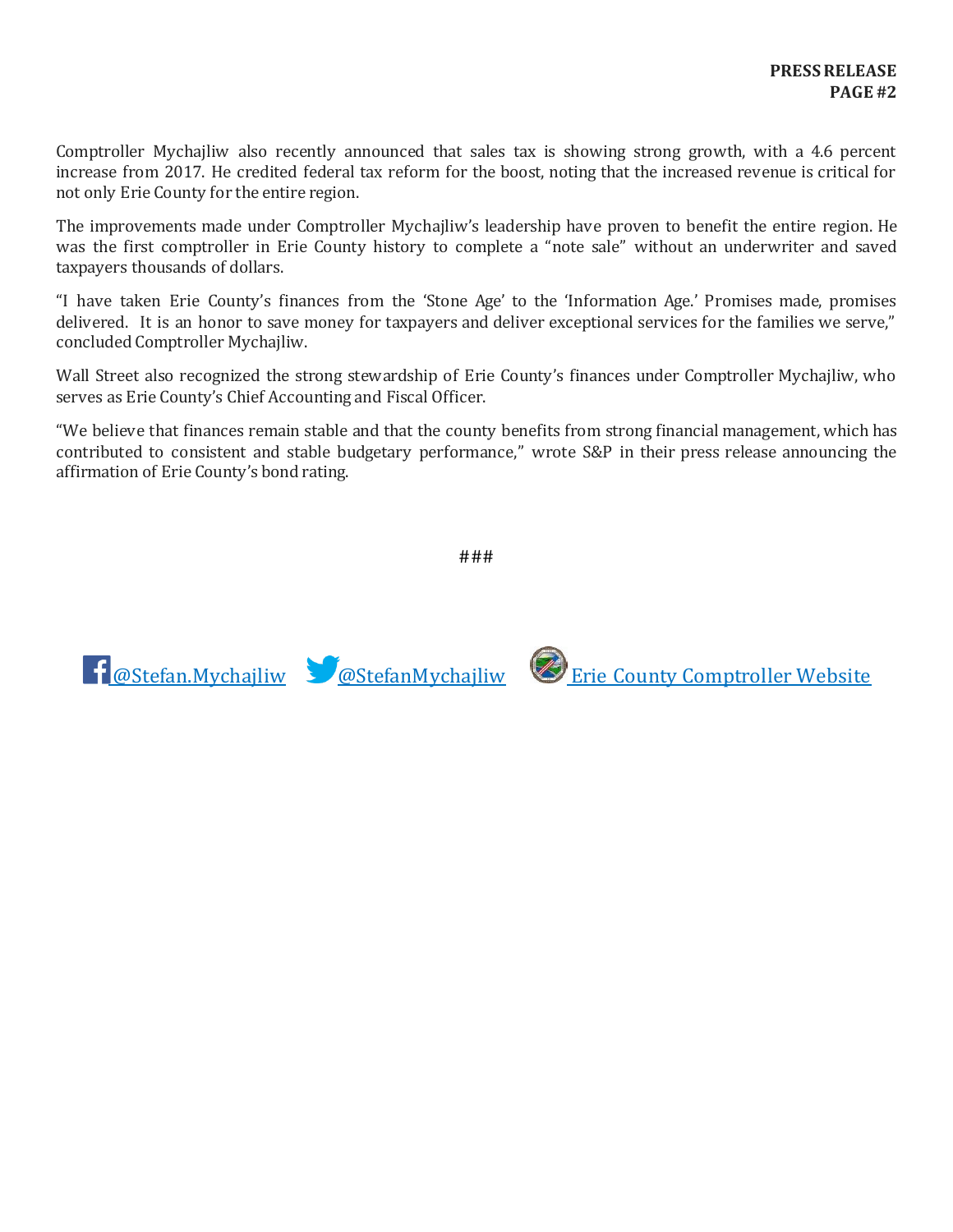Comptroller Mychajliw also recently announced that sales tax is showing strong growth, with a 4.6 percent increase from 2017. He credited federal tax reform for the boost, noting that the increased revenue is critical for not only Erie County for the entire region.

The improvements made under Comptroller Mychajliw's leadership have proven to benefit the entire region. He was the first comptroller in Erie County history to complete a "note sale" without an underwriter and saved taxpayers thousands of dollars.

"I have taken Erie County's finances from the 'Stone Age' to the 'Information Age.' Promises made, promises delivered. It is an honor to save money for taxpayers and deliver exceptional services for the families we serve," concluded Comptroller Mychajliw.

Wall Street also recognized the strong stewardship of Erie County's finances under Comptroller Mychajliw, who serves as Erie County's Chief Accounting and Fiscal Officer.

"We believe that finances remain stable and that the county benefits from strong financial management, which has contributed to consistent and stable budgetary performance," wrote S&P in their press release announcing the affirmation of Erie County's bond rating.

###

@Stefan.Mychajliw @StefanMychajliw Erie County Comptroller Website